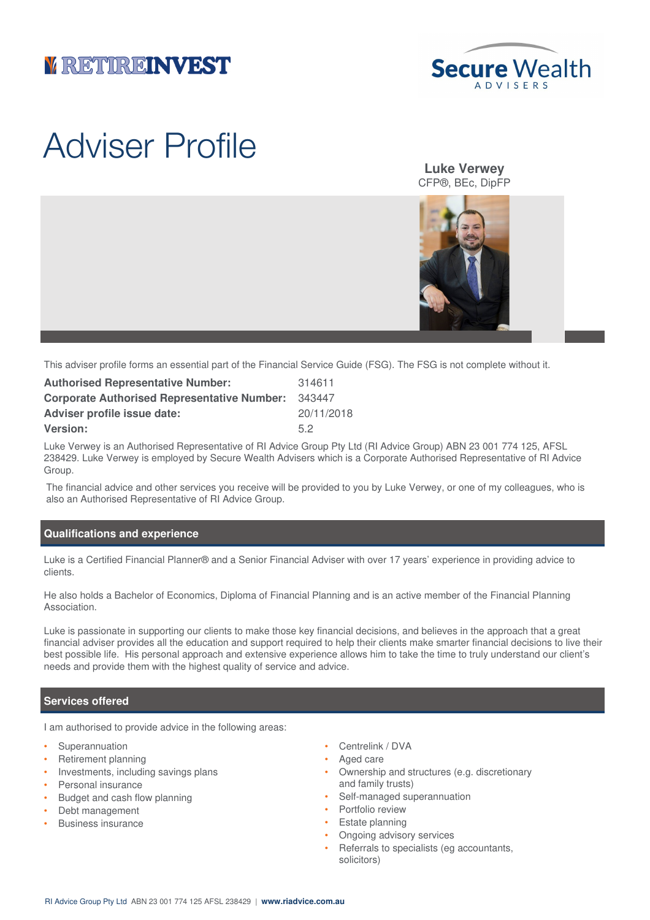RETIREINVEST

Secure Wealth ADVISERS

# Adviser Profile

**Luke Verwey**
CFP®, BEc, DipFP

This adviser profile forms an essential part of the Financial Service Guide (FSG). The FSG is not complete without it.

| | |
|---|---|
| **Authorised Representative Number:** | 314611 |
| **Corporate Authorised Representative Number:** | 343447 |
| **Adviser profile issue date:** | 20/11/2018 |
| **Version:** | 5.2 |

Luke Verwey is an Authorised Representative of RI Advice Group Pty Ltd (RI Advice Group) ABN 23 001 774 125, AFSL 238429. Luke Verwey is employed by Secure Wealth Advisers which is a Corporate Authorised Representative of RI Advice Group.

The financial advice and other services you receive will be provided to you by Luke Verwey, or one of my colleagues, who is also an Authorised Representative of RI Advice Group.

## Qualifications and experience

Luke is a Certified Financial Planner® and a Senior Financial Adviser with over 17 years' experience in providing advice to clients.

He also holds a Bachelor of Economics, Diploma of Financial Planning and is an active member of the Financial Planning Association.

Luke is passionate in supporting our clients to make those key financial decisions, and believes in the approach that a great financial adviser provides all the education and support required to help their clients make smarter financial decisions to live their best possible life. His personal approach and extensive experience allows him to take the time to truly understand our client's needs and provide them with the highest quality of service and advice.

## Services offered

I am authorised to provide advice in the following areas:

- Superannuation
- Retirement planning
- Investments, including savings plans
- Personal insurance
- Budget and cash flow planning
- Debt management
- Business insurance
- Centrelink / DVA
- Aged care
- Ownership and structures (e.g. discretionary and family trusts)
- Self-managed superannuation
- Portfolio review
- Estate planning
- Ongoing advisory services
- Referrals to specialists (eg accountants, solicitors)

RI Advice Group Pty Ltd ABN 23 001 774 125 AFSL 238429 | **www.riadvice.com.au**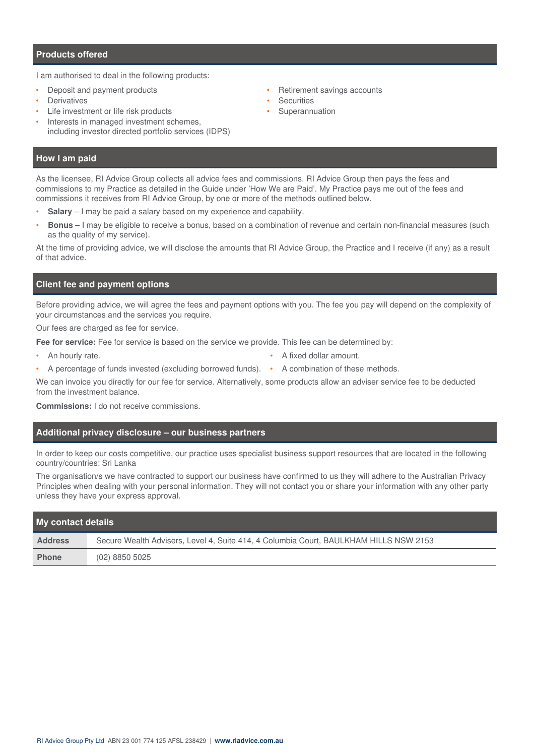## Products offered

I am authorised to deal in the following products:

- Deposit and payment products
- Derivatives
- Life investment or life risk products
- Interests in managed investment schemes, including investor directed portfolio services (IDPS)
- Retirement savings accounts
- Securities
- Superannuation

## How I am paid

As the licensee, RI Advice Group collects all advice fees and commissions. RI Advice Group then pays the fees and commissions to my Practice as detailed in the Guide under 'How We are Paid'. My Practice pays me out of the fees and commissions it receives from RI Advice Group, by one or more of the methods outlined below.

- **Salary** – I may be paid a salary based on my experience and capability.
- **Bonus** – I may be eligible to receive a bonus, based on a combination of revenue and certain non-financial measures (such as the quality of my service).

At the time of providing advice, we will disclose the amounts that RI Advice Group, the Practice and I receive (if any) as a result of that advice.

## Client fee and payment options

Before providing advice, we will agree the fees and payment options with you. The fee you pay will depend on the complexity of your circumstances and the services you require.

Our fees are charged as fee for service.

**Fee for service:** Fee for service is based on the service we provide. This fee can be determined by:

- An hourly rate.
- A percentage of funds invested (excluding borrowed funds).
- A fixed dollar amount.
- A combination of these methods.

We can invoice you directly for our fee for service. Alternatively, some products allow an adviser service fee to be deducted from the investment balance.

**Commissions:** I do not receive commissions.

## Additional privacy disclosure – our business partners

In order to keep our costs competitive, our practice uses specialist business support resources that are located in the following country/countries: Sri Lanka

The organisation/s we have contracted to support our business have confirmed to us they will adhere to the Australian Privacy Principles when dealing with your personal information. They will not contact you or share your information with any other party unless they have your express approval.

## My contact details

| | |
|---|---|
| **Address** | Secure Wealth Advisers, Level 4, Suite 414, 4 Columbia Court, BAULKHAM HILLS NSW 2153 |
| **Phone** | (02) 8850 5025 |